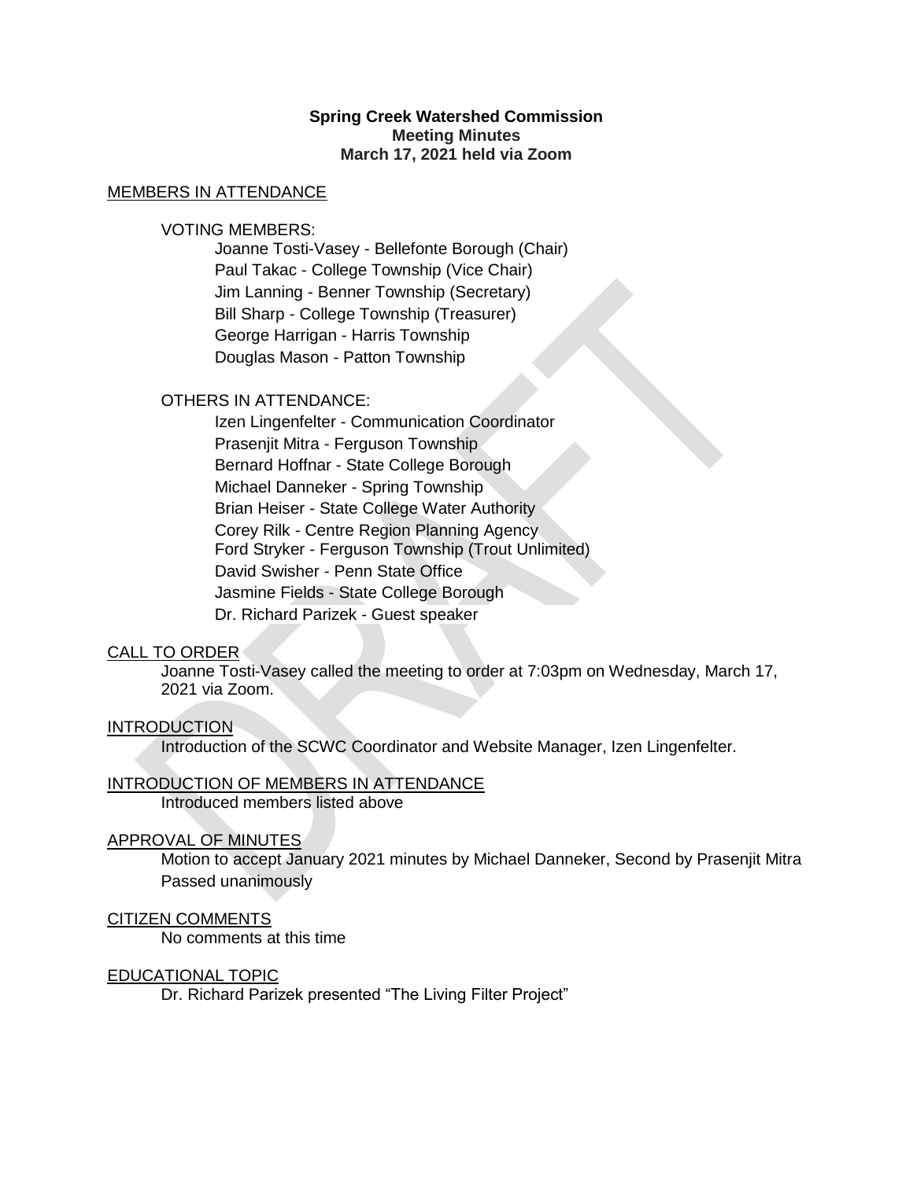**Spring Creek Watershed Commission**
**Meeting Minutes**
**March 17, 2021 held via Zoom**

MEMBERS IN ATTENDANCE

VOTING MEMBERS:

- Joanne Tosti-Vasey - Bellefonte Borough (Chair)
- Paul Takac - College Township (Vice Chair)
- Jim Lanning - Benner Township (Secretary)
- Bill Sharp - College Township (Treasurer)
- George Harrigan - Harris Township
- Douglas Mason - Patton Township

OTHERS IN ATTENDANCE:

- Izen Lingenfelter - Communication Coordinator
- Prasenjit Mitra - Ferguson Township
- Bernard Hoffnar - State College Borough
- Michael Danneker - Spring Township
- Brian Heiser - State College Water Authority
- Corey Rilk - Centre Region Planning Agency
- Ford Stryker - Ferguson Township (Trout Unlimited)
- David Swisher - Penn State Office
- Jasmine Fields - State College Borough
- Dr. Richard Parizek - Guest speaker

CALL TO ORDER

Joanne Tosti-Vasey called the meeting to order at 7:03pm on Wednesday, March 17, 2021 via Zoom.

INTRODUCTION

Introduction of the SCWC Coordinator and Website Manager, Izen Lingenfelter.

INTRODUCTION OF MEMBERS IN ATTENDANCE

Introduced members listed above

APPROVAL OF MINUTES

Motion to accept January 2021 minutes by Michael Danneker, Second by Prasenjit Mitra
Passed unanimously

CITIZEN COMMENTS

No comments at this time

EDUCATIONAL TOPIC

Dr. Richard Parizek presented "The Living Filter Project"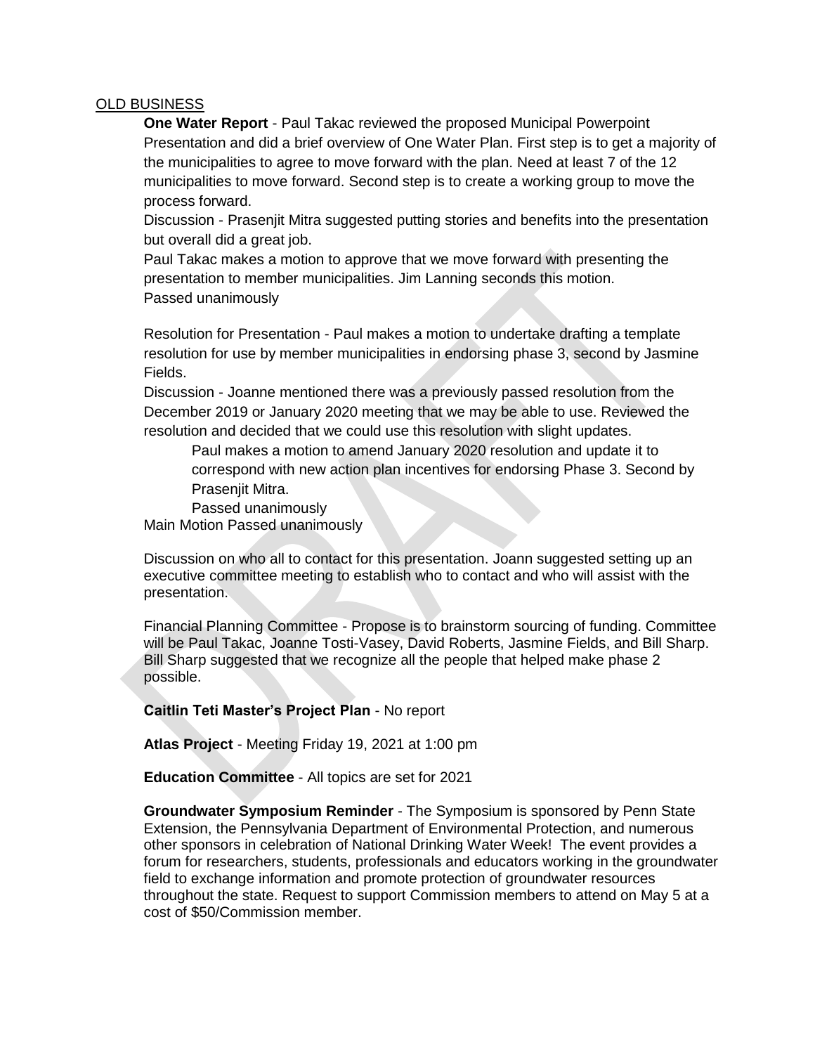<u>OLD BUSINESS</u>

**One Water Report** - Paul Takac reviewed the proposed Municipal Powerpoint Presentation and did a brief overview of One Water Plan. First step is to get a majority of the municipalities to agree to move forward with the plan. Need at least 7 of the 12 municipalities to move forward. Second step is to create a working group to move the process forward.

Discussion - Prasenjit Mitra suggested putting stories and benefits into the presentation but overall did a great job.

Paul Takac makes a motion to approve that we move forward with presenting the presentation to member municipalities. Jim Lanning seconds this motion.

Passed unanimously

Resolution for Presentation - Paul makes a motion to undertake drafting a template resolution for use by member municipalities in endorsing phase 3, second by Jasmine Fields.

Discussion - Joanne mentioned there was a previously passed resolution from the December 2019 or January 2020 meeting that we may be able to use. Reviewed the resolution and decided that we could use this resolution with slight updates.

> Paul makes a motion to amend January 2020 resolution and update it to correspond with new action plan incentives for endorsing Phase 3. Second by Prasenjit Mitra.
>
> Passed unanimously

Main Motion Passed unanimously

Discussion on who all to contact for this presentation. Joann suggested setting up an executive committee meeting to establish who to contact and who will assist with the presentation.

Financial Planning Committee - Propose is to brainstorm sourcing of funding. Committee will be Paul Takac, Joanne Tosti-Vasey, David Roberts, Jasmine Fields, and Bill Sharp. Bill Sharp suggested that we recognize all the people that helped make phase 2 possible.

**Caitlin Teti Master's Project Plan** - No report

**Atlas Project** - Meeting Friday 19, 2021 at 1:00 pm

**Education Committee** - All topics are set for 2021

**Groundwater Symposium Reminder** - The Symposium is sponsored by Penn State Extension, the Pennsylvania Department of Environmental Protection, and numerous other sponsors in celebration of National Drinking Water Week! The event provides a forum for researchers, students, professionals and educators working in the groundwater field to exchange information and promote protection of groundwater resources throughout the state. Request to support Commission members to attend on May 5 at a cost of $50/Commission member.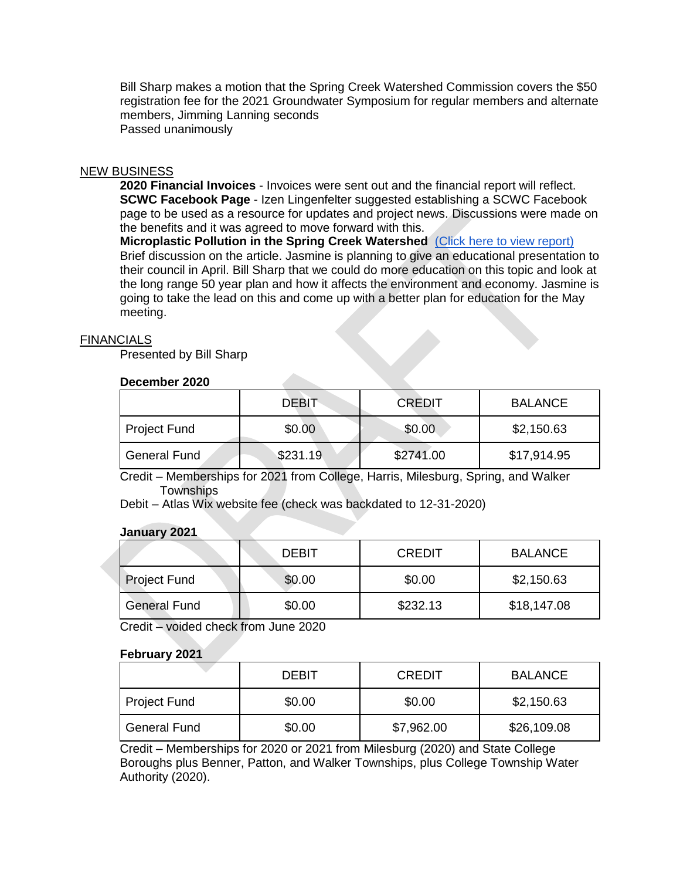Bill Sharp makes a motion that the Spring Creek Watershed Commission covers the $50 registration fee for the 2021 Groundwater Symposium for regular members and alternate members, Jimming Lanning seconds
Passed unanimously

## NEW BUSINESS

**2020 Financial Invoices** - Invoices were sent out and the financial report will reflect.
**SCWC Facebook Page** - Izen Lingenfelter suggested establishing a SCWC Facebook page to be used as a resource for updates and project news. Discussions were made on the benefits and it was agreed to move forward with this.
**Microplastic Pollution in the Spring Creek Watershed** (Click here to view report)
Brief discussion on the article. Jasmine is planning to give an educational presentation to their council in April. Bill Sharp that we could do more education on this topic and look at the long range 50 year plan and how it affects the environment and economy. Jasmine is going to take the lead on this and come up with a better plan for education for the May meeting.

## FINANCIALS

Presented by Bill Sharp

**December 2020**

| | DEBIT | CREDIT | BALANCE |
|---|---|---|---|
| Project Fund | $0.00 | $0.00 | $2,150.63 |
| General Fund | $231.19 | $2741.00 | $17,914.95 |

Credit – Memberships for 2021 from College, Harris, Milesburg, Spring, and Walker Townships
Debit – Atlas Wix website fee (check was backdated to 12-31-2020)

**January 2021**

| | DEBIT | CREDIT | BALANCE |
|---|---|---|---|
| Project Fund | $0.00 | $0.00 | $2,150.63 |
| General Fund | $0.00 | $232.13 | $18,147.08 |

Credit – voided check from June 2020

**February 2021**

| | DEBIT | CREDIT | BALANCE |
|---|---|---|---|
| Project Fund | $0.00 | $0.00 | $2,150.63 |
| General Fund | $0.00 | $7,962.00 | $26,109.08 |

Credit – Memberships for 2020 or 2021 from Milesburg (2020) and State College Boroughs plus Benner, Patton, and Walker Townships, plus College Township Water Authority (2020).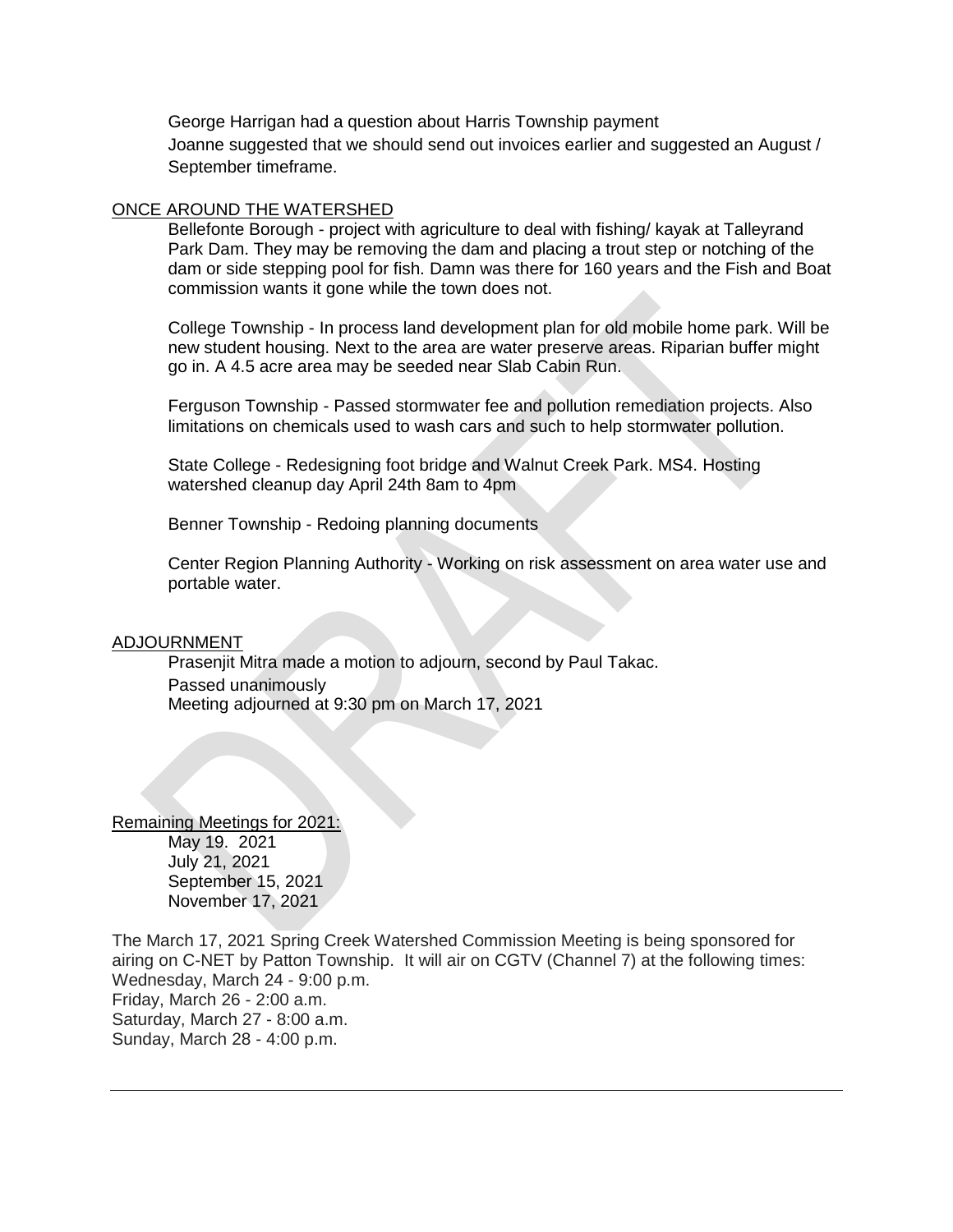George Harrigan had a question about Harris Township payment

Joanne suggested that we should send out invoices earlier and suggested an August / September timeframe.

ONCE AROUND THE WATERSHED

Bellefonte Borough - project with agriculture to deal with fishing/ kayak at Talleyrand Park Dam. They may be removing the dam and placing a trout step or notching of the dam or side stepping pool for fish. Damn was there for 160 years and the Fish and Boat commission wants it gone while the town does not.

College Township - In process land development plan for old mobile home park. Will be new student housing. Next to the area are water preserve areas. Riparian buffer might go in. A 4.5 acre area may be seeded near Slab Cabin Run.

Ferguson Township - Passed stormwater fee and pollution remediation projects. Also limitations on chemicals used to wash cars and such to help stormwater pollution.

State College - Redesigning foot bridge and Walnut Creek Park. MS4. Hosting watershed cleanup day April 24th 8am to 4pm

Benner Township - Redoing planning documents

Center Region Planning Authority - Working on risk assessment on area water use and portable water.

ADJOURNMENT

Prasenjit Mitra made a motion to adjourn, second by Paul Takac.

Passed unanimously

Meeting adjourned at 9:30 pm on March 17, 2021

Remaining Meetings for 2021:

May 19. 2021

July 21, 2021

September 15, 2021

November 17, 2021

The March 17, 2021 Spring Creek Watershed Commission Meeting is being sponsored for airing on C-NET by Patton Township. It will air on CGTV (Channel 7) at the following times:

Wednesday, March 24 - 9:00 p.m.

Friday, March 26 - 2:00 a.m.

Saturday, March 27 - 8:00 a.m.

Sunday, March 28 - 4:00 p.m.